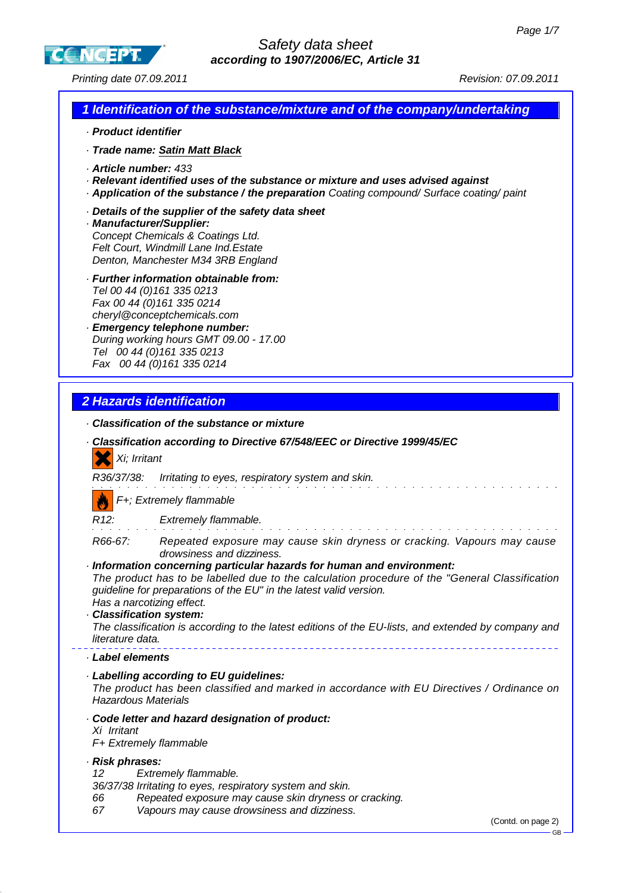# Safety data sheet

**according to 1907/2006/EC, Article 31**

Printing date 07.09.2011 Revision: 07.09.2011

## 1 Identification of the substance/mixture and of the company/undertaking

· **Product identifier**

· **Trade name:** **Satin Matt Black**

· **Article number:** 433

· **Relevant identified uses of the substance or mixture and uses advised against**

· **Application of the substance / the preparation** Coating compound/ Surface coating/ paint

· **Details of the supplier of the safety data sheet**

· **Manufacturer/Supplier:**
Concept Chemicals & Coatings Ltd.
Felt Court, Windmill Lane Ind.Estate
Denton, Manchester M34 3RB England

· **Further information obtainable from:**
Tel 00 44 (0)161 335 0213
Fax 00 44 (0)161 335 0214
cheryl@conceptchemicals.com

· **Emergency telephone number:**
During working hours GMT 09.00 - 17.00
Tel 00 44 (0)161 335 0213
Fax 00 44 (0)161 335 0214

## 2 Hazards identification

· **Classification of the substance or mixture**

· **Classification according to Directive 67/548/EEC or Directive 1999/45/EC**

Xi; Irritant

R36/37/38: Irritating to eyes, respiratory system and skin.

F+; Extremely flammable

R12: Extremely flammable.

R66-67: Repeated exposure may cause skin dryness or cracking. Vapours may cause drowsiness and dizziness.

· **Information concerning particular hazards for human and environment:**
The product has to be labelled due to the calculation procedure of the "General Classification guideline for preparations of the EU" in the latest valid version.
Has a narcotizing effect.

· **Classification system:**
The classification is according to the latest editions of the EU-lists, and extended by company and literature data.

· **Label elements**

· **Labelling according to EU guidelines:**
The product has been classified and marked in accordance with EU Directives / Ordinance on Hazardous Materials

· **Code letter and hazard designation of product:**
Xi Irritant
F+ Extremely flammable

· **Risk phrases:**
12 Extremely flammable.
36/37/38 Irritating to eyes, respiratory system and skin.
66 Repeated exposure may cause skin dryness or cracking.
67 Vapours may cause drowsiness and dizziness.

(Contd. on page 2)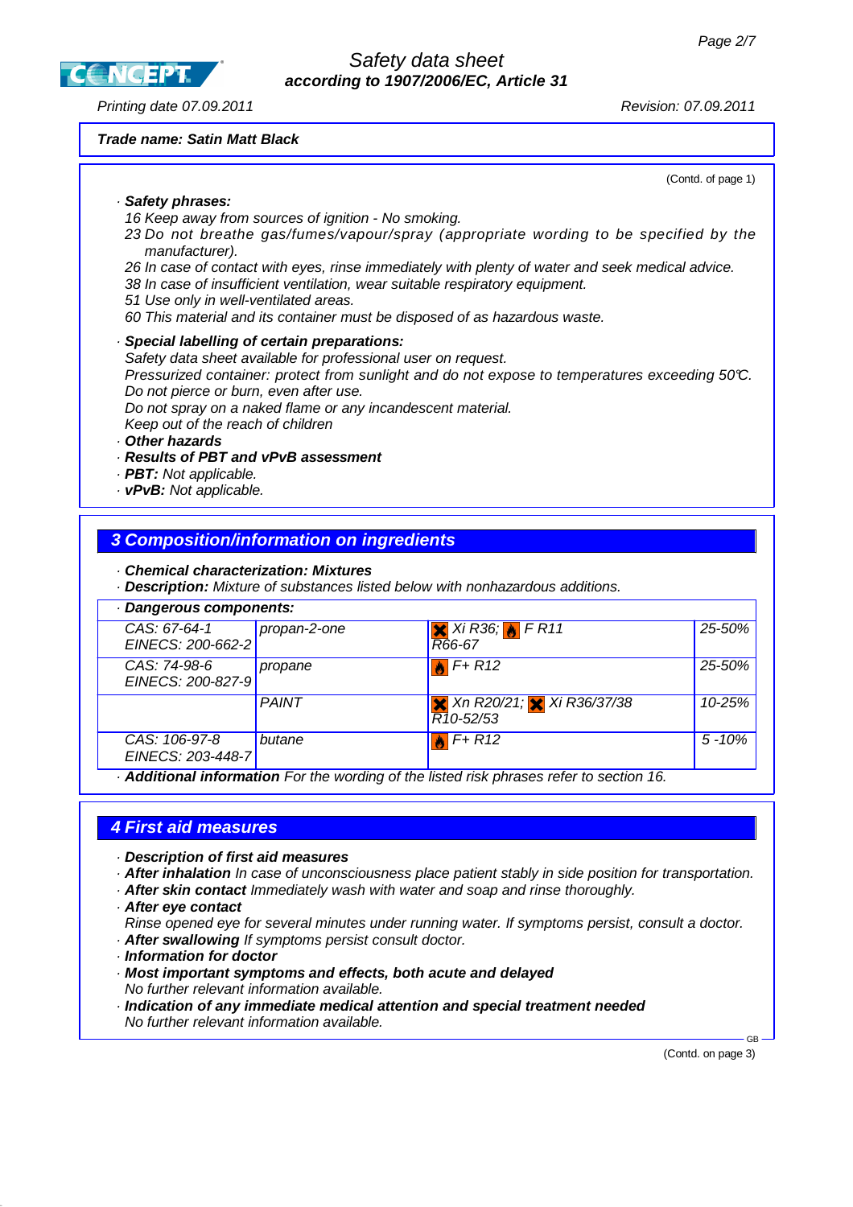**Trade name: Satin Matt Black**

(Contd. of page 1)

· **Safety phrases:**
16 Keep away from sources of ignition - No smoking.
23 Do not breathe gas/fumes/vapour/spray (appropriate wording to be specified by the manufacturer).
26 In case of contact with eyes, rinse immediately with plenty of water and seek medical advice.
38 In case of insufficient ventilation, wear suitable respiratory equipment.
51 Use only in well-ventilated areas.
60 This material and its container must be disposed of as hazardous waste.

· **Special labelling of certain preparations:**
Safety data sheet available for professional user on request.
Pressurized container: protect from sunlight and do not expose to temperatures exceeding 50°C.
Do not pierce or burn, even after use.
Do not spray on a naked flame or any incandescent material.
Keep out of the reach of children

· **Other hazards**
· **Results of PBT and vPvB assessment**
· **PBT:** Not applicable.
· **vPvB:** Not applicable.

## 3 Composition/information on ingredients

· **Chemical characterization: Mixtures**
· **Description:** Mixture of substances listed below with nonhazardous additions.

· **Dangerous components:**

| | | | |
|---|---|---|---|
| CAS: 67-64-1<br>EINECS: 200-662-2 | propan-2-one | Xi R36; F R11<br>R66-67 | 25-50% |
| CAS: 74-98-6<br>EINECS: 200-827-9 | propane | F+ R12 | 25-50% |
| | PAINT | Xn R20/21; Xi R36/37/38<br>R10-52/53 | 10-25% |
| CAS: 106-97-8<br>EINECS: 203-448-7 | butane | F+ R12 | 5 -10% |

· **Additional information** For the wording of the listed risk phrases refer to section 16.

## 4 First aid measures

· **Description of first aid measures**
· **After inhalation** In case of unconsciousness place patient stably in side position for transportation.
· **After skin contact** Immediately wash with water and soap and rinse thoroughly.
· **After eye contact**
Rinse opened eye for several minutes under running water. If symptoms persist, consult a doctor.
· **After swallowing** If symptoms persist consult doctor.
· **Information for doctor**
· **Most important symptoms and effects, both acute and delayed**
No further relevant information available.
· **Indication of any immediate medical attention and special treatment needed**
No further relevant information available.

(Contd. on page 3)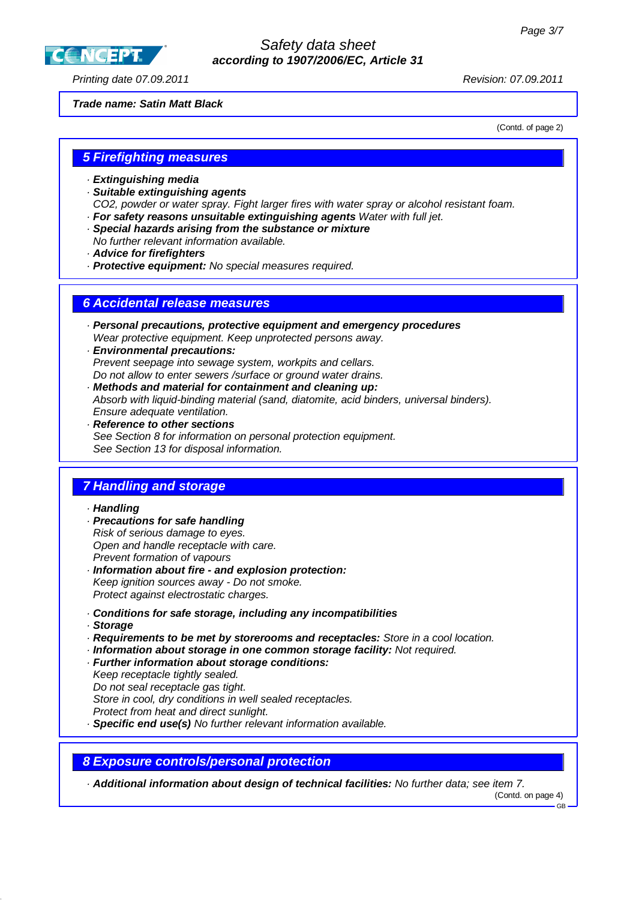**Trade name: Satin Matt Black**

(Contd. of page 2)

## 5 Firefighting measures

- **Extinguishing media**
- **Suitable extinguishing agents**
  CO2, powder or water spray. Fight larger fires with water spray or alcohol resistant foam.
- **For safety reasons unsuitable extinguishing agents** Water with full jet.
- **Special hazards arising from the substance or mixture**
  No further relevant information available.
- **Advice for firefighters**
- **Protective equipment:** No special measures required.

## 6 Accidental release measures

- **Personal precautions, protective equipment and emergency procedures**
  Wear protective equipment. Keep unprotected persons away.
- **Environmental precautions:**
  Prevent seepage into sewage system, workpits and cellars.
  Do not allow to enter sewers /surface or ground water drains.
- **Methods and material for containment and cleaning up:**
  Absorb with liquid-binding material (sand, diatomite, acid binders, universal binders).
  Ensure adequate ventilation.
- **Reference to other sections**
  See Section 8 for information on personal protection equipment.
  See Section 13 for disposal information.

## 7 Handling and storage

- **Handling**
- **Precautions for safe handling**
  Risk of serious damage to eyes.
  Open and handle receptacle with care.
  Prevent formation of vapours
- **Information about fire - and explosion protection:**
  Keep ignition sources away - Do not smoke.
  Protect against electrostatic charges.

- **Conditions for safe storage, including any incompatibilities**
- **Storage**
- **Requirements to be met by storerooms and receptacles:** Store in a cool location.
- **Information about storage in one common storage facility:** Not required.
- **Further information about storage conditions:**
  Keep receptacle tightly sealed.
  Do not seal receptacle gas tight.
  Store in cool, dry conditions in well sealed receptacles.
  Protect from heat and direct sunlight.
- **Specific end use(s)** No further relevant information available.

## 8 Exposure controls/personal protection

- **Additional information about design of technical facilities:** No further data; see item 7.

(Contd. on page 4)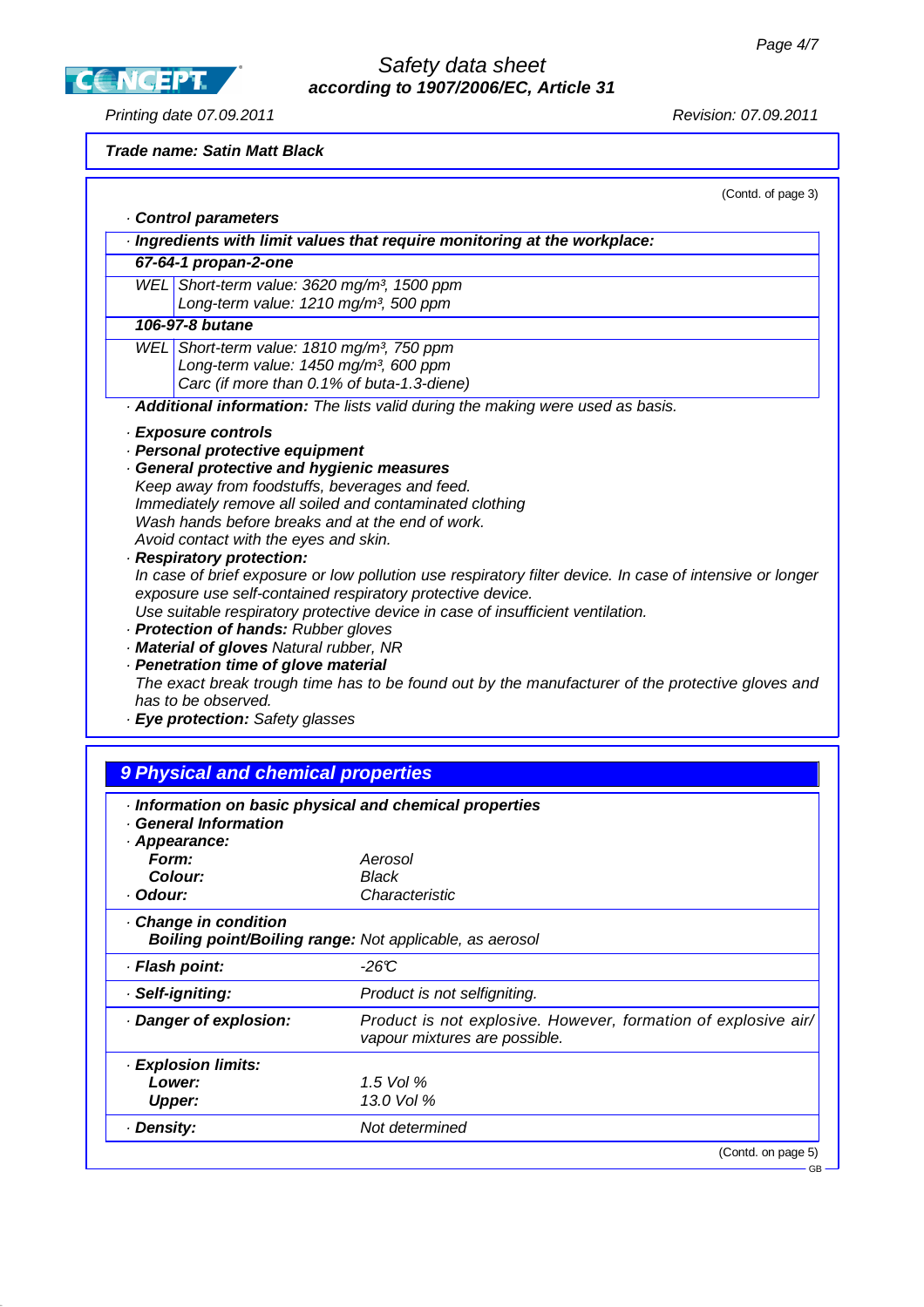**Trade name: Satin Matt Black**

(Contd. of page 3)

· **Control parameters**

· **Ingredients with limit values that require monitoring at the workplace:**

**67-64-1 propan-2-one**

| | |
|---|---|
| WEL | Short-term value: 3620 mg/m³, 1500 ppm<br>Long-term value: 1210 mg/m³, 500 ppm |

**106-97-8 butane**

| | |
|---|---|
| WEL | Short-term value: 1810 mg/m³, 750 ppm<br>Long-term value: 1450 mg/m³, 600 ppm<br>Carc (if more than 0.1% of buta-1.3-diene) |

· **Additional information:** The lists valid during the making were used as basis.

· **Exposure controls**
· **Personal protective equipment**
· **General protective and hygienic measures**
Keep away from foodstuffs, beverages and feed.
Immediately remove all soiled and contaminated clothing
Wash hands before breaks and at the end of work.
Avoid contact with the eyes and skin.
· **Respiratory protection:**
In case of brief exposure or low pollution use respiratory filter device. In case of intensive or longer exposure use self-contained respiratory protective device.
Use suitable respiratory protective device in case of insufficient ventilation.
· **Protection of hands:** Rubber gloves
· **Material of gloves** Natural rubber, NR
· **Penetration time of glove material**
The exact break trough time has to be found out by the manufacturer of the protective gloves and has to be observed.
· **Eye protection:** Safety glasses

## 9 Physical and chemical properties

· **Information on basic physical and chemical properties**
· **General Information**
· **Appearance:**

| | |
|---|---|
| **Form:** | Aerosol |
| **Colour:** | Black |
| · **Odour:** | Characteristic |

· **Change in condition**
**Boiling point/Boiling range:** Not applicable, as aerosol

| | |
|---|---|
| · **Flash point:** | -26°C |
| · **Self-igniting:** | Product is not selfigniting. |
| · **Danger of explosion:** | Product is not explosive. However, formation of explosive air/vapour mixtures are possible. |
| · **Explosion limits:** | |
| **Lower:** | 1.5 Vol % |
| **Upper:** | 13.0 Vol % |
| · **Density:** | Not determined |

(Contd. on page 5)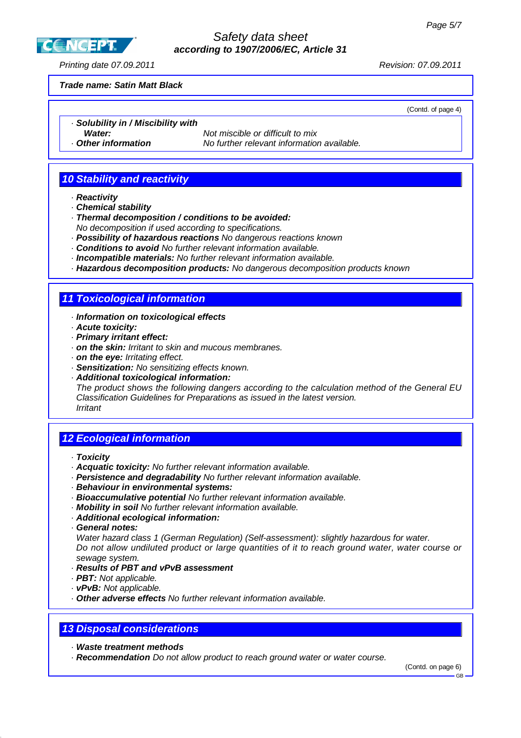**Trade name: Satin Matt Black**

(Contd. of page 4)

· **Solubility in / Miscibility with**
**Water:** Not miscible or difficult to mix
· **Other information** No further relevant information available.

## 10 Stability and reactivity

· **Reactivity**
· **Chemical stability**
· **Thermal decomposition / conditions to be avoided:**
No decomposition if used according to specifications.
· **Possibility of hazardous reactions** No dangerous reactions known
· **Conditions to avoid** No further relevant information available.
· **Incompatible materials:** No further relevant information available.
· **Hazardous decomposition products:** No dangerous decomposition products known

## 11 Toxicological information

· **Information on toxicological effects**
· **Acute toxicity:**
· **Primary irritant effect:**
· **on the skin:** Irritant to skin and mucous membranes.
· **on the eye:** Irritating effect.
· **Sensitization:** No sensitizing effects known.
· **Additional toxicological information:**
The product shows the following dangers according to the calculation method of the General EU Classification Guidelines for Preparations as issued in the latest version.
Irritant

## 12 Ecological information

· **Toxicity**
· **Acquatic toxicity:** No further relevant information available.
· **Persistence and degradability** No further relevant information available.
· **Behaviour in environmental systems:**
· **Bioaccumulative potential** No further relevant information available.
· **Mobility in soil** No further relevant information available.
· **Additional ecological information:**
· **General notes:**
Water hazard class 1 (German Regulation) (Self-assessment): slightly hazardous for water.
Do not allow undiluted product or large quantities of it to reach ground water, water course or sewage system.
· **Results of PBT and vPvB assessment**
· **PBT:** Not applicable.
· **vPvB:** Not applicable.
· **Other adverse effects** No further relevant information available.

## 13 Disposal considerations

· **Waste treatment methods**
· **Recommendation** Do not allow product to reach ground water or water course.

(Contd. on page 6)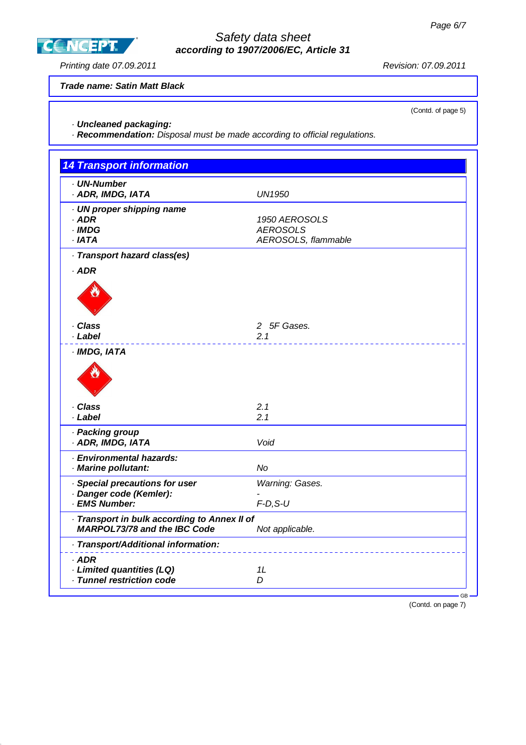Trade name: Satin Matt Black

(Contd. of page 5)

· **Uncleaned packaging:**
· **Recommendation:** Disposal must be made according to official regulations.

## 14 Transport information

| | |
|---|---|
| · **UN-Number** | |
| · **ADR, IMDG, IATA** | UN1950 |
| · **UN proper shipping name** | |
| · **ADR** | 1950 AEROSOLS |
| · **IMDG** | AEROSOLS |
| · **IATA** | AEROSOLS, flammable |
| · **Transport hazard class(es)** | |
| · **ADR** | |
| · **Class** | 2 5F Gases. |
| · **Label** | 2.1 |
| · **IMDG, IATA** | |
| · **Class** | 2.1 |
| · **Label** | 2.1 |
| · **Packing group** | |
| · **ADR, IMDG, IATA** | Void |
| · **Environmental hazards:** | |
| · **Marine pollutant:** | No |
| · **Special precautions for user** | Warning: Gases. |
| · **Danger code (Kemler):** | - |
| · **EMS Number:** | F-D,S-U |
| · **Transport in bulk according to Annex II of MARPOL73/78 and the IBC Code** | Not applicable. |
| · **Transport/Additional information:** | |
| · **ADR** | |
| · **Limited quantities (LQ)** | 1L |
| · **Tunnel restriction code** | D |

(Contd. on page 7)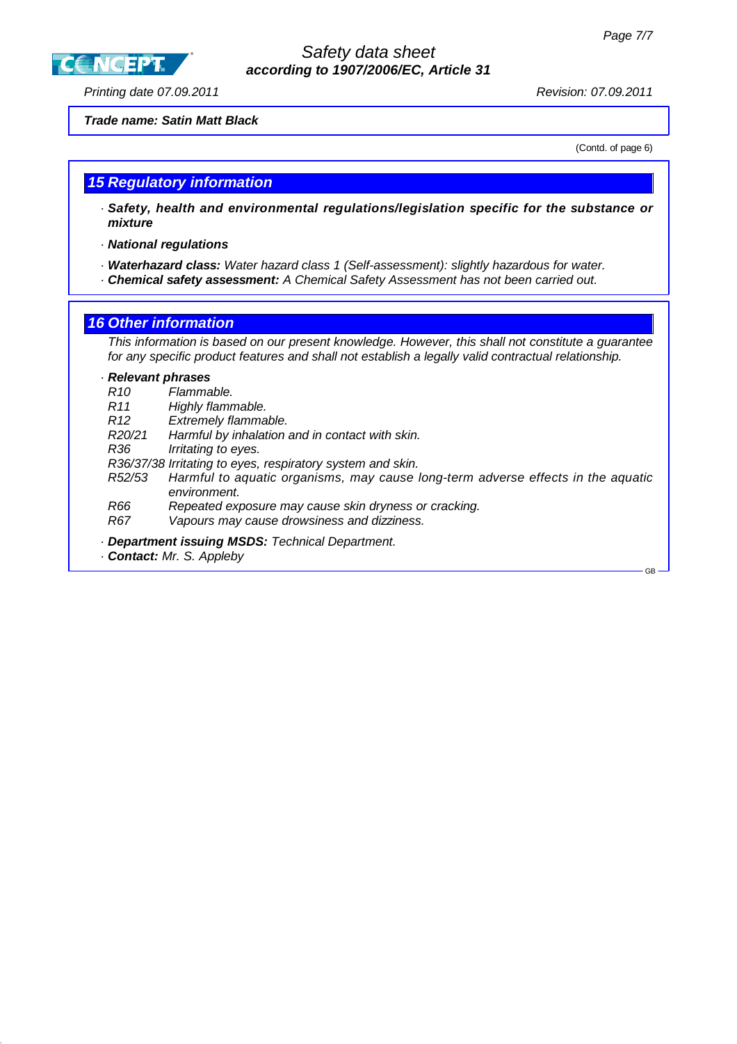**Trade name: Satin Matt Black**

(Contd. of page 6)

## 15 Regulatory information

· **Safety, health and environmental regulations/legislation specific for the substance or mixture**

· **National regulations**

· **Waterhazard class:** Water hazard class 1 (Self-assessment): slightly hazardous for water.
· **Chemical safety assessment:** A Chemical Safety Assessment has not been carried out.

## 16 Other information

*This information is based on our present knowledge. However, this shall not constitute a guarantee for any specific product features and shall not establish a legally valid contractual relationship.*

· **Relevant phrases**

| | |
|---|---|
| R10 | Flammable. |
| R11 | Highly flammable. |
| R12 | Extremely flammable. |
| R20/21 | Harmful by inhalation and in contact with skin. |
| R36 | Irritating to eyes. |
| R36/37/38 | Irritating to eyes, respiratory system and skin. |
| R52/53 | Harmful to aquatic organisms, may cause long-term adverse effects in the aquatic environment. |
| R66 | Repeated exposure may cause skin dryness or cracking. |
| R67 | Vapours may cause drowsiness and dizziness. |

· **Department issuing MSDS:** Technical Department.
· **Contact:** Mr. S. Appleby